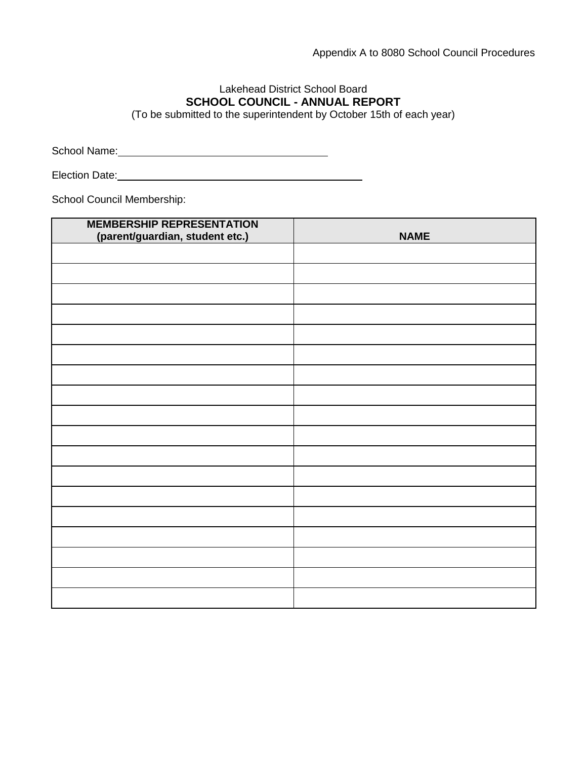Appendix A to 8080 School Council Procedures

Lakehead District School Board

## SCHOOL COUNCIL - ANNUAL REPORT

(To be submitted to the superintendent by October 15th of each year)

School Name:\_\_\_\_\_\_\_\_\_\_\_\_\_\_\_\_\_\_\_\_\_\_\_\_\_\_\_\_\_\_\_\_\_\_\_\_

Election Date:\_\_\_\_\_\_\_\_\_\_\_\_\_\_\_\_\_\_\_\_\_\_\_\_\_\_\_\_\_\_\_\_\_\_\_\_\_\_\_\_\_\_

School Council Membership:

| MEMBERSHIP REPRESENTATION (parent/guardian, student etc.) | NAME |
|---|---|
| | |
| | |
| | |
| | |
| | |
| | |
| | |
| | |
| | |
| | |
| | |
| | |
| | |
| | |
| | |
| | |
| | |
| | |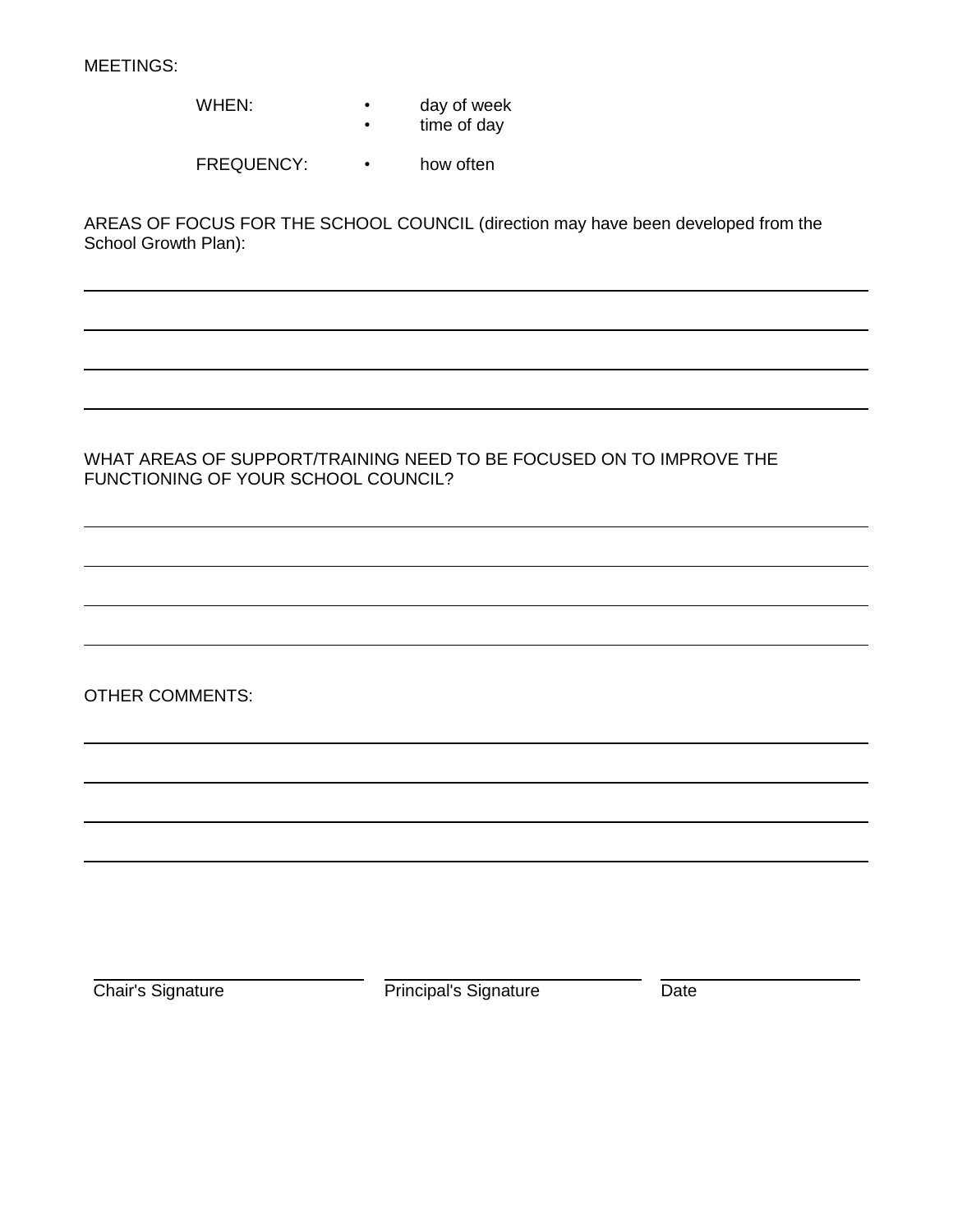MEETINGS:

WHEN:
- day of week
- time of day

FREQUENCY:
- how often

AREAS OF FOCUS FOR THE SCHOOL COUNCIL (direction may have been developed from the School Growth Plan):

\_\_\_\_\_\_\_\_\_\_\_\_\_\_\_\_\_\_\_\_\_\_\_\_\_\_\_\_\_\_\_\_\_\_\_\_\_\_\_\_\_\_\_\_\_\_\_\_\_\_\_\_\_\_\_\_

\_\_\_\_\_\_\_\_\_\_\_\_\_\_\_\_\_\_\_\_\_\_\_\_\_\_\_\_\_\_\_\_\_\_\_\_\_\_\_\_\_\_\_\_\_\_\_\_\_\_\_\_\_\_\_\_

\_\_\_\_\_\_\_\_\_\_\_\_\_\_\_\_\_\_\_\_\_\_\_\_\_\_\_\_\_\_\_\_\_\_\_\_\_\_\_\_\_\_\_\_\_\_\_\_\_\_\_\_\_\_\_\_

\_\_\_\_\_\_\_\_\_\_\_\_\_\_\_\_\_\_\_\_\_\_\_\_\_\_\_\_\_\_\_\_\_\_\_\_\_\_\_\_\_\_\_\_\_\_\_\_\_\_\_\_\_\_\_\_

WHAT AREAS OF SUPPORT/TRAINING NEED TO BE FOCUSED ON TO IMPROVE THE FUNCTIONING OF YOUR SCHOOL COUNCIL?

\_\_\_\_\_\_\_\_\_\_\_\_\_\_\_\_\_\_\_\_\_\_\_\_\_\_\_\_\_\_\_\_\_\_\_\_\_\_\_\_\_\_\_\_\_\_\_\_\_\_\_\_\_\_\_\_

\_\_\_\_\_\_\_\_\_\_\_\_\_\_\_\_\_\_\_\_\_\_\_\_\_\_\_\_\_\_\_\_\_\_\_\_\_\_\_\_\_\_\_\_\_\_\_\_\_\_\_\_\_\_\_\_

\_\_\_\_\_\_\_\_\_\_\_\_\_\_\_\_\_\_\_\_\_\_\_\_\_\_\_\_\_\_\_\_\_\_\_\_\_\_\_\_\_\_\_\_\_\_\_\_\_\_\_\_\_\_\_\_

\_\_\_\_\_\_\_\_\_\_\_\_\_\_\_\_\_\_\_\_\_\_\_\_\_\_\_\_\_\_\_\_\_\_\_\_\_\_\_\_\_\_\_\_\_\_\_\_\_\_\_\_\_\_\_\_

OTHER COMMENTS:

\_\_\_\_\_\_\_\_\_\_\_\_\_\_\_\_\_\_\_\_\_\_\_\_\_\_\_\_\_\_\_\_\_\_\_\_\_\_\_\_\_\_\_\_\_\_\_\_\_\_\_\_\_\_\_\_

\_\_\_\_\_\_\_\_\_\_\_\_\_\_\_\_\_\_\_\_\_\_\_\_\_\_\_\_\_\_\_\_\_\_\_\_\_\_\_\_\_\_\_\_\_\_\_\_\_\_\_\_\_\_\_\_

\_\_\_\_\_\_\_\_\_\_\_\_\_\_\_\_\_\_\_\_\_\_\_\_\_\_\_\_\_\_\_\_\_\_\_\_\_\_\_\_\_\_\_\_\_\_\_\_\_\_\_\_\_\_\_\_

\_\_\_\_\_\_\_\_\_\_\_\_\_\_\_\_\_\_\_\_\_\_\_\_\_\_\_\_\_\_\_\_\_\_\_\_\_\_\_\_\_\_\_\_\_\_\_\_\_\_\_\_\_\_\_\_

| \_\_\_\_\_\_\_\_\_\_\_\_\_\_\_\_\_\_\_\_ | \_\_\_\_\_\_\_\_\_\_\_\_\_\_\_\_\_\_\_\_ | \_\_\_\_\_\_\_\_\_\_\_\_\_\_\_ |
|---|---|---|
| Chair's Signature | Principal's Signature | Date |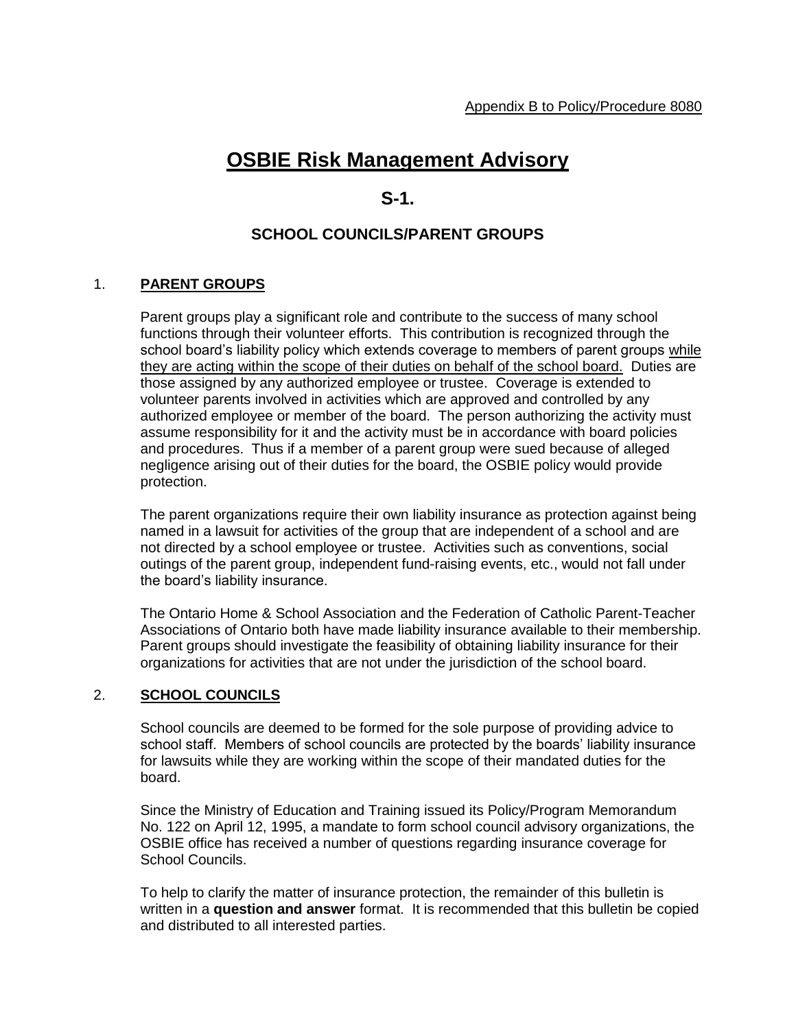Appendix B to Policy/Procedure 8080

# OSBIE Risk Management Advisory

## S-1.

### SCHOOL COUNCILS/PARENT GROUPS

### 1. PARENT GROUPS

Parent groups play a significant role and contribute to the success of many school functions through their volunteer efforts. This contribution is recognized through the school board's liability policy which extends coverage to members of parent groups while they are acting within the scope of their duties on behalf of the school board. Duties are those assigned by any authorized employee or trustee. Coverage is extended to volunteer parents involved in activities which are approved and controlled by any authorized employee or member of the board. The person authorizing the activity must assume responsibility for it and the activity must be in accordance with board policies and procedures. Thus if a member of a parent group were sued because of alleged negligence arising out of their duties for the board, the OSBIE policy would provide protection.

The parent organizations require their own liability insurance as protection against being named in a lawsuit for activities of the group that are independent of a school and are not directed by a school employee or trustee. Activities such as conventions, social outings of the parent group, independent fund-raising events, etc., would not fall under the board's liability insurance.

The Ontario Home & School Association and the Federation of Catholic Parent-Teacher Associations of Ontario both have made liability insurance available to their membership. Parent groups should investigate the feasibility of obtaining liability insurance for their organizations for activities that are not under the jurisdiction of the school board.

### 2. SCHOOL COUNCILS

School councils are deemed to be formed for the sole purpose of providing advice to school staff. Members of school councils are protected by the boards' liability insurance for lawsuits while they are working within the scope of their mandated duties for the board.

Since the Ministry of Education and Training issued its Policy/Program Memorandum No. 122 on April 12, 1995, a mandate to form school council advisory organizations, the OSBIE office has received a number of questions regarding insurance coverage for School Councils.

To help to clarify the matter of insurance protection, the remainder of this bulletin is written in a **question and answer** format. It is recommended that this bulletin be copied and distributed to all interested parties.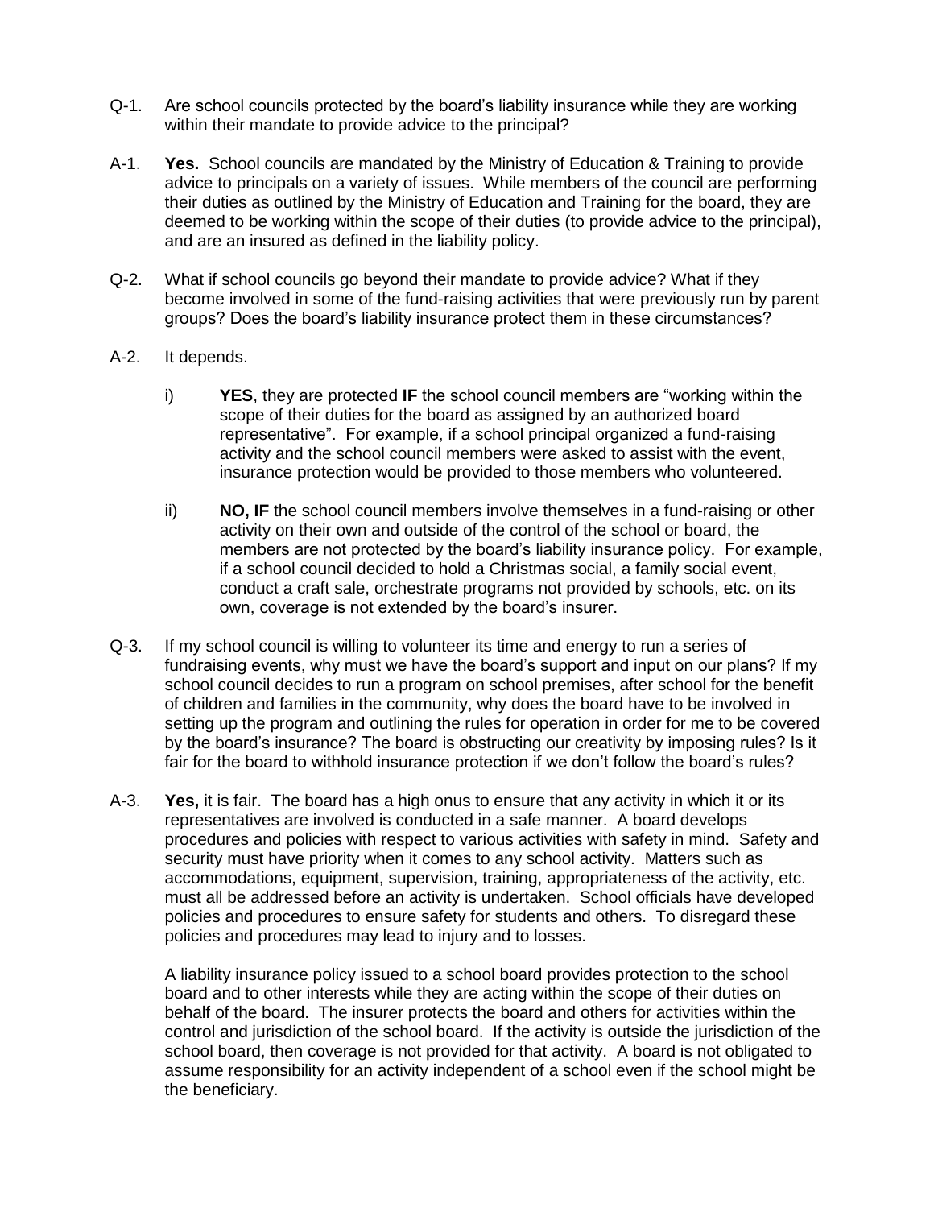Q-1. Are school councils protected by the board's liability insurance while they are working within their mandate to provide advice to the principal?

A-1. **Yes.** School councils are mandated by the Ministry of Education & Training to provide advice to principals on a variety of issues. While members of the council are performing their duties as outlined by the Ministry of Education and Training for the board, they are deemed to be <u>working within the scope of their duties</u> (to provide advice to the principal), and are an insured as defined in the liability policy.

Q-2. What if school councils go beyond their mandate to provide advice? What if they become involved in some of the fund-raising activities that were previously run by parent groups? Does the board's liability insurance protect them in these circumstances?

A-2. It depends.

i) **YES**, they are protected **IF** the school council members are "working within the scope of their duties for the board as assigned by an authorized board representative". For example, if a school principal organized a fund-raising activity and the school council members were asked to assist with the event, insurance protection would be provided to those members who volunteered.

ii) **NO, IF** the school council members involve themselves in a fund-raising or other activity on their own and outside of the control of the school or board, the members are not protected by the board's liability insurance policy. For example, if a school council decided to hold a Christmas social, a family social event, conduct a craft sale, orchestrate programs not provided by schools, etc. on its own, coverage is not extended by the board's insurer.

Q-3. If my school council is willing to volunteer its time and energy to run a series of fundraising events, why must we have the board's support and input on our plans? If my school council decides to run a program on school premises, after school for the benefit of children and families in the community, why does the board have to be involved in setting up the program and outlining the rules for operation in order for me to be covered by the board's insurance? The board is obstructing our creativity by imposing rules? Is it fair for the board to withhold insurance protection if we don't follow the board's rules?

A-3. **Yes,** it is fair. The board has a high onus to ensure that any activity in which it or its representatives are involved is conducted in a safe manner. A board develops procedures and policies with respect to various activities with safety in mind. Safety and security must have priority when it comes to any school activity. Matters such as accommodations, equipment, supervision, training, appropriateness of the activity, etc. must all be addressed before an activity is undertaken. School officials have developed policies and procedures to ensure safety for students and others. To disregard these policies and procedures may lead to injury and to losses.

A liability insurance policy issued to a school board provides protection to the school board and to other interests while they are acting within the scope of their duties on behalf of the board. The insurer protects the board and others for activities within the control and jurisdiction of the school board. If the activity is outside the jurisdiction of the school board, then coverage is not provided for that activity. A board is not obligated to assume responsibility for an activity independent of a school even if the school might be the beneficiary.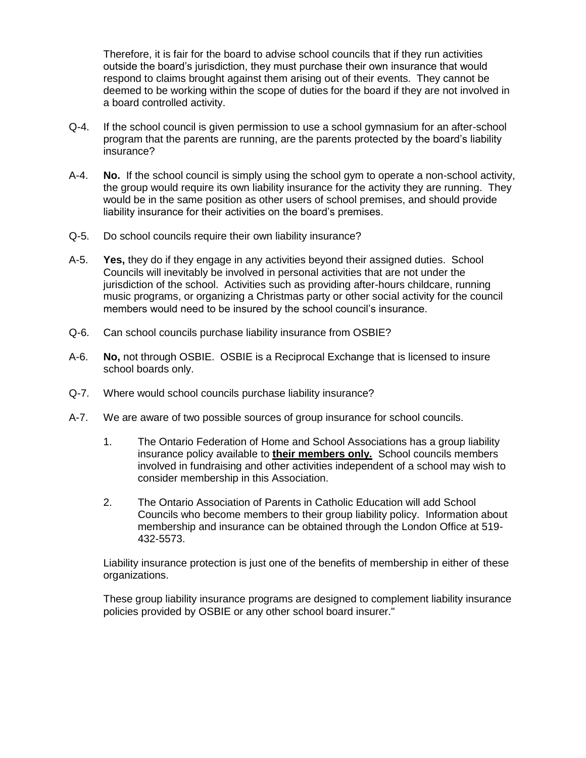Therefore, it is fair for the board to advise school councils that if they run activities outside the board's jurisdiction, they must purchase their own insurance that would respond to claims brought against them arising out of their events. They cannot be deemed to be working within the scope of duties for the board if they are not involved in a board controlled activity.

Q-4. If the school council is given permission to use a school gymnasium for an after-school program that the parents are running, are the parents protected by the board's liability insurance?

A-4. **No.** If the school council is simply using the school gym to operate a non-school activity, the group would require its own liability insurance for the activity they are running. They would be in the same position as other users of school premises, and should provide liability insurance for their activities on the board's premises.

Q-5. Do school councils require their own liability insurance?

A-5. **Yes,** they do if they engage in any activities beyond their assigned duties. School Councils will inevitably be involved in personal activities that are not under the jurisdiction of the school. Activities such as providing after-hours childcare, running music programs, or organizing a Christmas party or other social activity for the council members would need to be insured by the school council's insurance.

Q-6. Can school councils purchase liability insurance from OSBIE?

A-6. **No,** not through OSBIE. OSBIE is a Reciprocal Exchange that is licensed to insure school boards only.

Q-7. Where would school councils purchase liability insurance?

A-7. We are aware of two possible sources of group insurance for school councils.

1. The Ontario Federation of Home and School Associations has a group liability insurance policy available to **<u>their members only.</u>** School councils members involved in fundraising and other activities independent of a school may wish to consider membership in this Association.

2. The Ontario Association of Parents in Catholic Education will add School Councils who become members to their group liability policy. Information about membership and insurance can be obtained through the London Office at 519-432-5573.

Liability insurance protection is just one of the benefits of membership in either of these organizations.

These group liability insurance programs are designed to complement liability insurance policies provided by OSBIE or any other school board insurer."